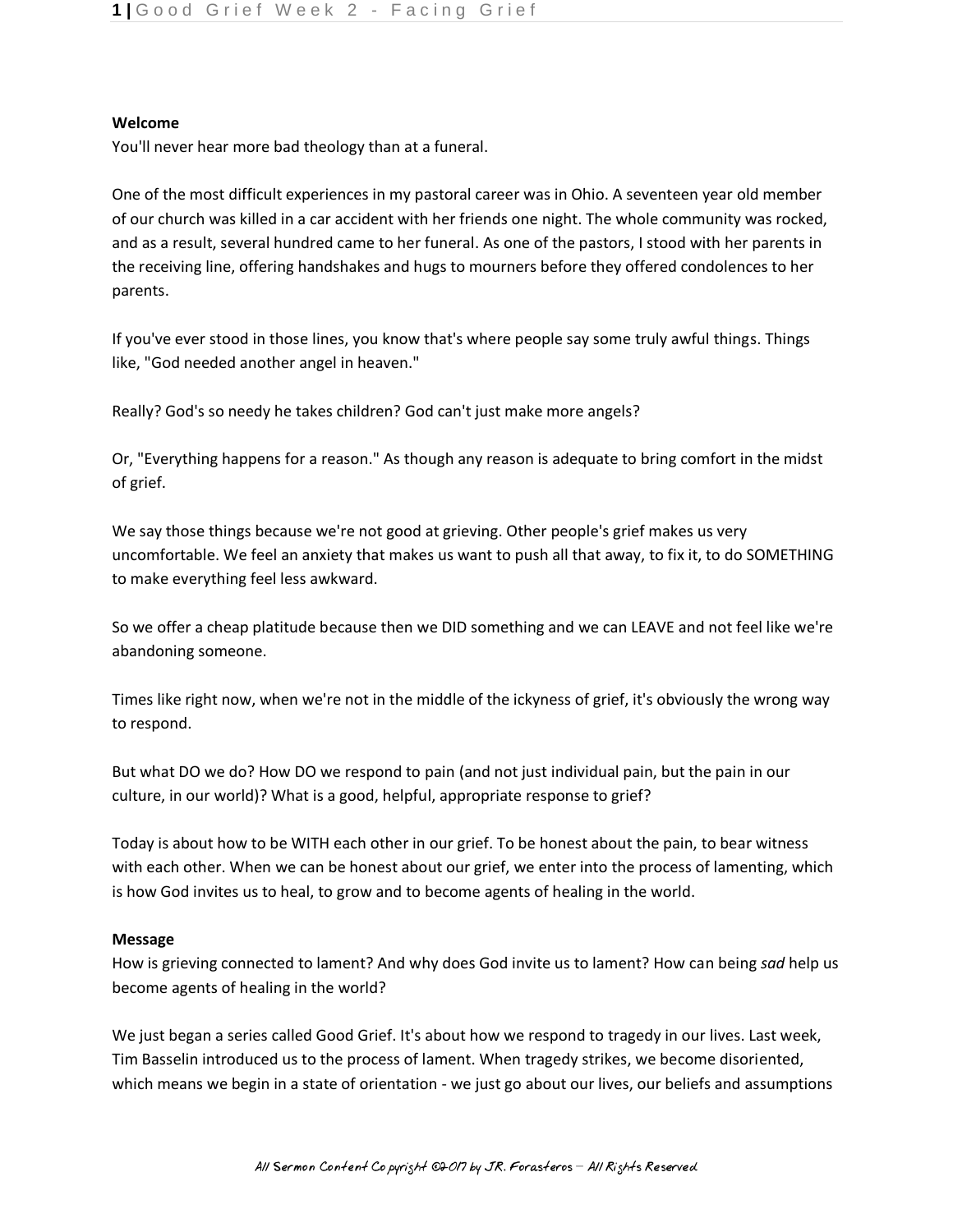**Welcome**

You'll never hear more bad theology than at a funeral.

One of the most difficult experiences in my pastoral career was in Ohio. A seventeen year old member of our church was killed in a car accident with her friends one night. The whole community was rocked, and as a result, several hundred came to her funeral. As one of the pastors, I stood with her parents in the receiving line, offering handshakes and hugs to mourners before they offered condolences to her parents.

If you've ever stood in those lines, you know that's where people say some truly awful things. Things like, "God needed another angel in heaven."

Really? God's so needy he takes children? God can't just make more angels?

Or, "Everything happens for a reason." As though any reason is adequate to bring comfort in the midst of grief.

We say those things because we're not good at grieving. Other people's grief makes us very uncomfortable. We feel an anxiety that makes us want to push all that away, to fix it, to do SOMETHING to make everything feel less awkward.

So we offer a cheap platitude because then we DID something and we can LEAVE and not feel like we're abandoning someone.

Times like right now, when we're not in the middle of the ickyness of grief, it's obviously the wrong way to respond.

But what DO we do? How DO we respond to pain (and not just individual pain, but the pain in our culture, in our world)? What is a good, helpful, appropriate response to grief?

Today is about how to be WITH each other in our grief. To be honest about the pain, to bear witness with each other. When we can be honest about our grief, we enter into the process of lamenting, which is how God invites us to heal, to grow and to become agents of healing in the world.

**Message**

How is grieving connected to lament? And why does God invite us to lament? How can being *sad* help us become agents of healing in the world?

We just began a series called Good Grief. It's about how we respond to tragedy in our lives. Last week, Tim Basselin introduced us to the process of lament. When tragedy strikes, we become disoriented, which means we begin in a state of orientation - we just go about our lives, our beliefs and assumptions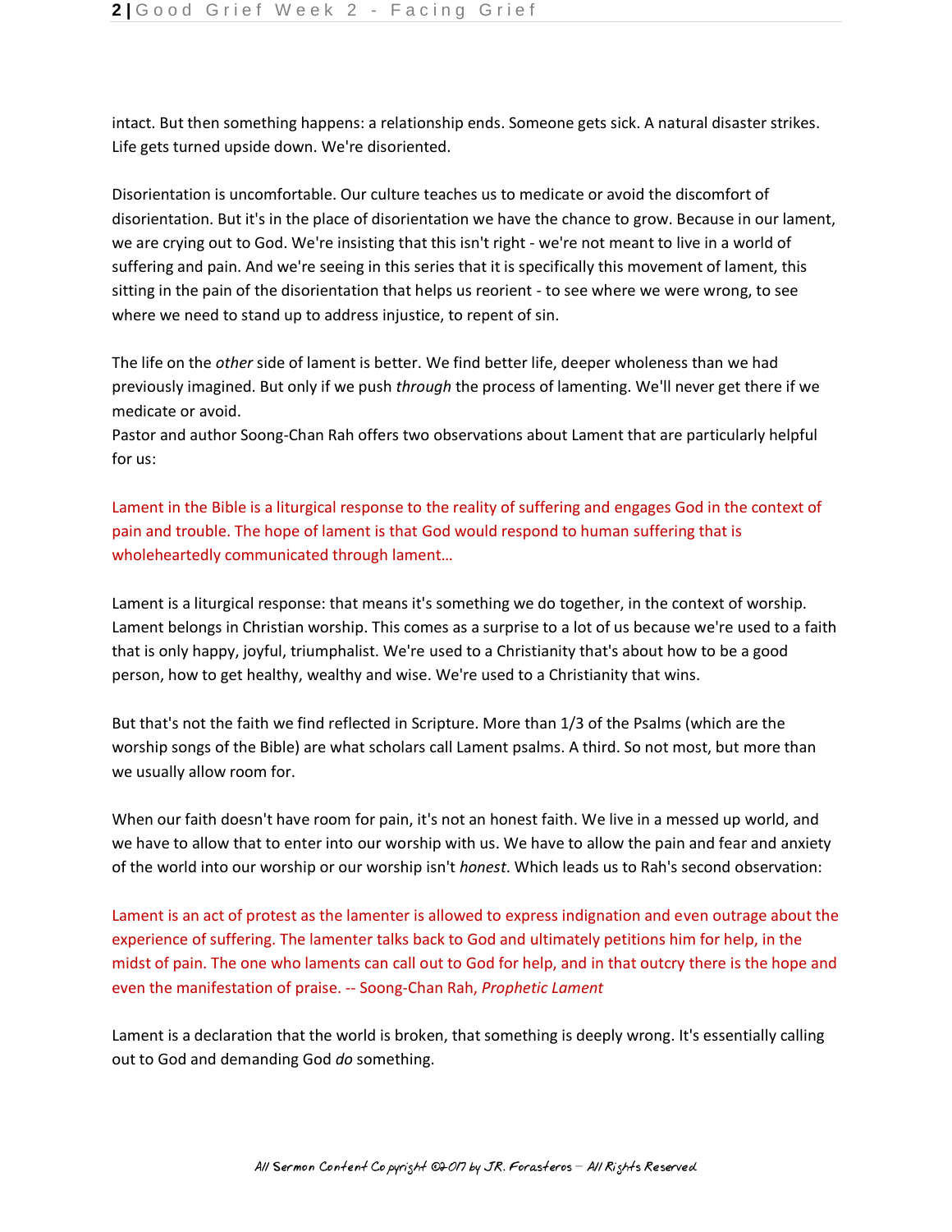intact. But then something happens: a relationship ends. Someone gets sick. A natural disaster strikes. Life gets turned upside down. We're disoriented.

Disorientation is uncomfortable. Our culture teaches us to medicate or avoid the discomfort of disorientation. But it's in the place of disorientation we have the chance to grow. Because in our lament, we are crying out to God. We're insisting that this isn't right - we're not meant to live in a world of suffering and pain. And we're seeing in this series that it is specifically this movement of lament, this sitting in the pain of the disorientation that helps us reorient - to see where we were wrong, to see where we need to stand up to address injustice, to repent of sin.

The life on the *other* side of lament is better. We find better life, deeper wholeness than we had previously imagined. But only if we push *through* the process of lamenting. We'll never get there if we medicate or avoid.

Pastor and author Soong-Chan Rah offers two observations about Lament that are particularly helpful for us:

Lament in the Bible is a liturgical response to the reality of suffering and engages God in the context of pain and trouble. The hope of lament is that God would respond to human suffering that is wholeheartedly communicated through lament…

Lament is a liturgical response: that means it's something we do together, in the context of worship. Lament belongs in Christian worship. This comes as a surprise to a lot of us because we're used to a faith that is only happy, joyful, triumphalist. We're used to a Christianity that's about how to be a good person, how to get healthy, wealthy and wise. We're used to a Christianity that wins.

But that's not the faith we find reflected in Scripture. More than 1/3 of the Psalms (which are the worship songs of the Bible) are what scholars call Lament psalms. A third. So not most, but more than we usually allow room for.

When our faith doesn't have room for pain, it's not an honest faith. We live in a messed up world, and we have to allow that to enter into our worship with us. We have to allow the pain and fear and anxiety of the world into our worship or our worship isn't *honest*. Which leads us to Rah's second observation:

Lament is an act of protest as the lamenter is allowed to express indignation and even outrage about the experience of suffering. The lamenter talks back to God and ultimately petitions him for help, in the midst of pain. The one who laments can call out to God for help, and in that outcry there is the hope and even the manifestation of praise. -- Soong-Chan Rah, *Prophetic Lament*

Lament is a declaration that the world is broken, that something is deeply wrong. It's essentially calling out to God and demanding God *do* something.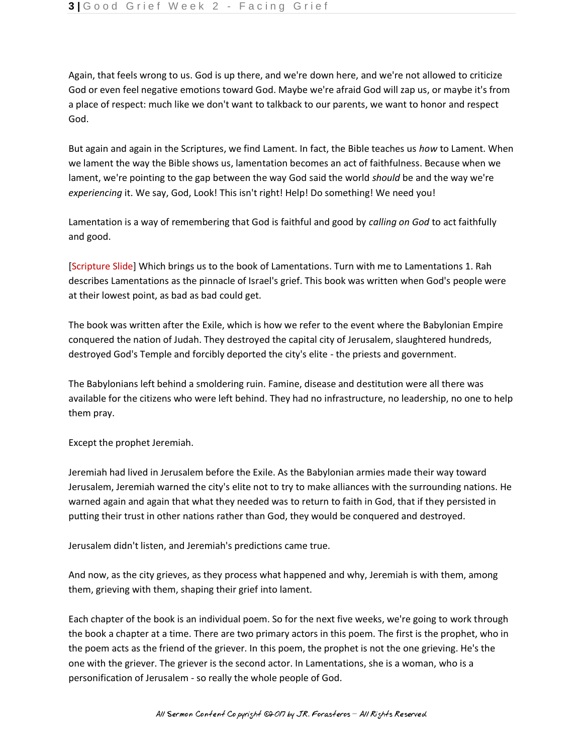Again, that feels wrong to us. God is up there, and we're down here, and we're not allowed to criticize God or even feel negative emotions toward God. Maybe we're afraid God will zap us, or maybe it's from a place of respect: much like we don't want to talkback to our parents, we want to honor and respect God.

But again and again in the Scriptures, we find Lament. In fact, the Bible teaches us *how* to Lament. When we lament the way the Bible shows us, lamentation becomes an act of faithfulness. Because when we lament, we're pointing to the gap between the way God said the world *should* be and the way we're *experiencing* it. We say, God, Look! This isn't right! Help! Do something! We need you!

Lamentation is a way of remembering that God is faithful and good by *calling on God* to act faithfully and good.

[Scripture Slide] Which brings us to the book of Lamentations. Turn with me to Lamentations 1. Rah describes Lamentations as the pinnacle of Israel's grief. This book was written when God's people were at their lowest point, as bad as bad could get.

The book was written after the Exile, which is how we refer to the event where the Babylonian Empire conquered the nation of Judah. They destroyed the capital city of Jerusalem, slaughtered hundreds, destroyed God's Temple and forcibly deported the city's elite - the priests and government.

The Babylonians left behind a smoldering ruin. Famine, disease and destitution were all there was available for the citizens who were left behind. They had no infrastructure, no leadership, no one to help them pray.

Except the prophet Jeremiah.

Jeremiah had lived in Jerusalem before the Exile. As the Babylonian armies made their way toward Jerusalem, Jeremiah warned the city's elite not to try to make alliances with the surrounding nations. He warned again and again that what they needed was to return to faith in God, that if they persisted in putting their trust in other nations rather than God, they would be conquered and destroyed.

Jerusalem didn't listen, and Jeremiah's predictions came true.

And now, as the city grieves, as they process what happened and why, Jeremiah is with them, among them, grieving with them, shaping their grief into lament.

Each chapter of the book is an individual poem. So for the next five weeks, we're going to work through the book a chapter at a time. There are two primary actors in this poem. The first is the prophet, who in the poem acts as the friend of the griever. In this poem, the prophet is not the one grieving. He's the one with the griever. The griever is the second actor. In Lamentations, she is a woman, who is a personification of Jerusalem - so really the whole people of God.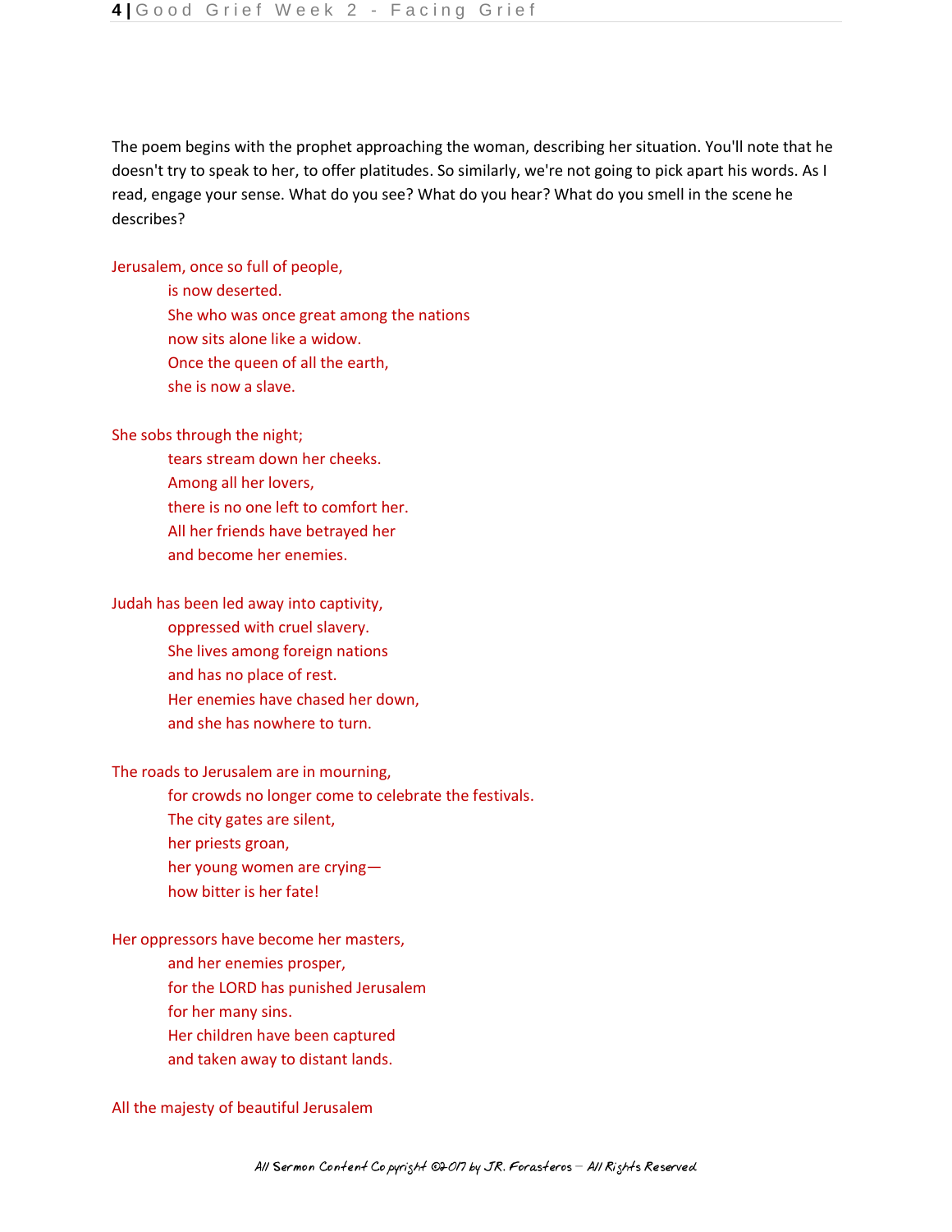The poem begins with the prophet approaching the woman, describing her situation. You'll note that he doesn't try to speak to her, to offer platitudes. So similarly, we're not going to pick apart his words. As I read, engage your sense. What do you see? What do you hear? What do you smell in the scene he describes?

Jerusalem, once so full of people,  
is now deserted.  
She who was once great among the nations  
now sits alone like a widow.  
Once the queen of all the earth,  
she is now a slave.

She sobs through the night;  
tears stream down her cheeks.  
Among all her lovers,  
there is no one left to comfort her.  
All her friends have betrayed her  
and become her enemies.

Judah has been led away into captivity,  
oppressed with cruel slavery.  
She lives among foreign nations  
and has no place of rest.  
Her enemies have chased her down,  
and she has nowhere to turn.

The roads to Jerusalem are in mourning,  
for crowds no longer come to celebrate the festivals.  
The city gates are silent,  
her priests groan,  
her young women are crying—  
how bitter is her fate!

Her oppressors have become her masters,  
and her enemies prosper,  
for the LORD has punished Jerusalem  
for her many sins.  
Her children have been captured  
and taken away to distant lands.

All the majesty of beautiful Jerusalem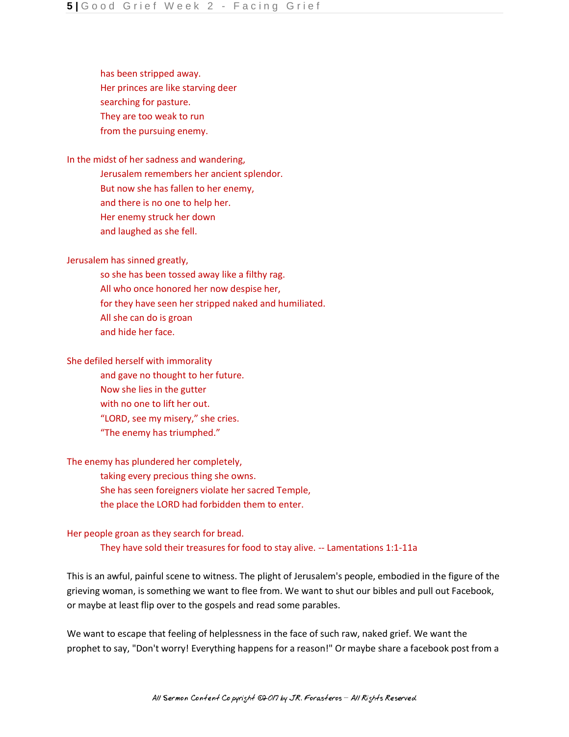has been stripped away.
Her princes are like starving deer
searching for pasture.
They are too weak to run
from the pursuing enemy.

In the midst of her sadness and wandering,
Jerusalem remembers her ancient splendor.
But now she has fallen to her enemy,
and there is no one to help her.
Her enemy struck her down
and laughed as she fell.

Jerusalem has sinned greatly,
so she has been tossed away like a filthy rag.
All who once honored her now despise her,
for they have seen her stripped naked and humiliated.
All she can do is groan
and hide her face.

She defiled herself with immorality
and gave no thought to her future.
Now she lies in the gutter
with no one to lift her out.
"LORD, see my misery," she cries.
"The enemy has triumphed."

The enemy has plundered her completely,
taking every precious thing she owns.
She has seen foreigners violate her sacred Temple,
the place the LORD had forbidden them to enter.

Her people groan as they search for bread.
They have sold their treasures for food to stay alive. -- Lamentations 1:1-11a

This is an awful, painful scene to witness. The plight of Jerusalem's people, embodied in the figure of the grieving woman, is something we want to flee from. We want to shut our bibles and pull out Facebook, or maybe at least flip over to the gospels and read some parables.

We want to escape that feeling of helplessness in the face of such raw, naked grief. We want the prophet to say, "Don't worry! Everything happens for a reason!" Or maybe share a facebook post from a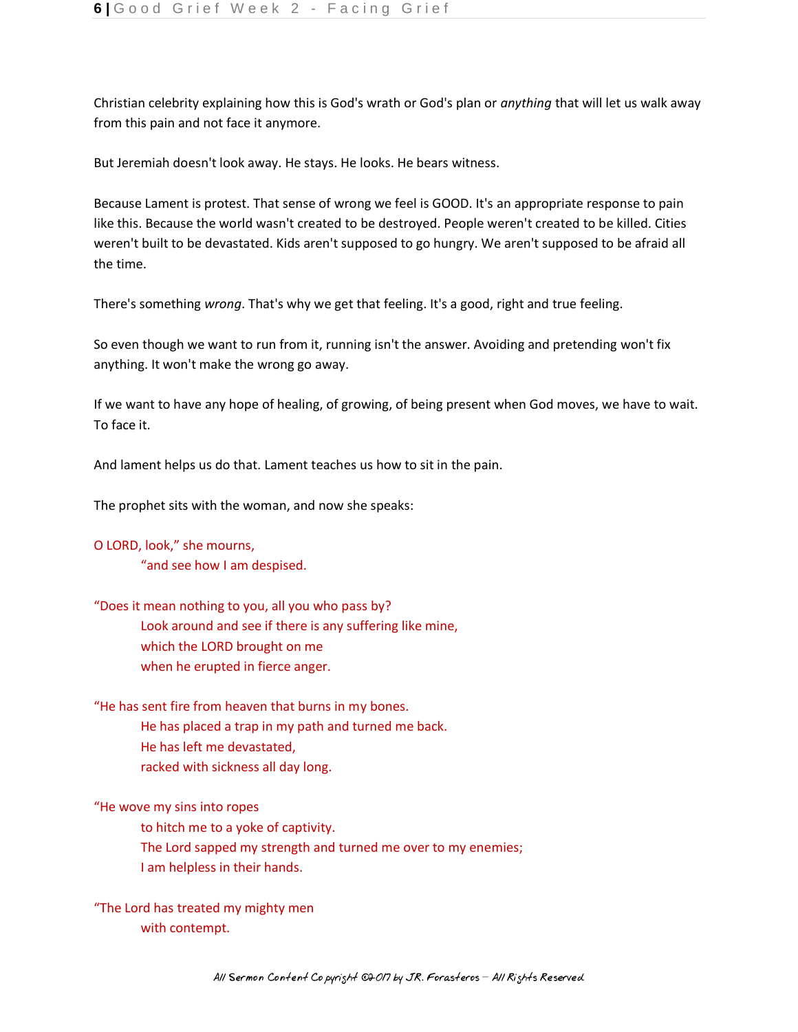Christian celebrity explaining how this is God's wrath or God's plan or *anything* that will let us walk away from this pain and not face it anymore.

But Jeremiah doesn't look away. He stays. He looks. He bears witness.

Because Lament is protest. That sense of wrong we feel is GOOD. It's an appropriate response to pain like this. Because the world wasn't created to be destroyed. People weren't created to be killed. Cities weren't built to be devastated. Kids aren't supposed to go hungry. We aren't supposed to be afraid all the time.

There's something *wrong*. That's why we get that feeling. It's a good, right and true feeling.

So even though we want to run from it, running isn't the answer. Avoiding and pretending won't fix anything. It won't make the wrong go away.

If we want to have any hope of healing, of growing, of being present when God moves, we have to wait. To face it.

And lament helps us do that. Lament teaches us how to sit in the pain.

The prophet sits with the woman, and now she speaks:

O LORD, look," she mourns,
    "and see how I am despised.

"Does it mean nothing to you, all you who pass by?
    Look around and see if there is any suffering like mine,
    which the LORD brought on me
    when he erupted in fierce anger.

"He has sent fire from heaven that burns in my bones.
    He has placed a trap in my path and turned me back.
    He has left me devastated,
    racked with sickness all day long.

"He wove my sins into ropes
    to hitch me to a yoke of captivity.
    The Lord sapped my strength and turned me over to my enemies;
    I am helpless in their hands.

"The Lord has treated my mighty men
    with contempt.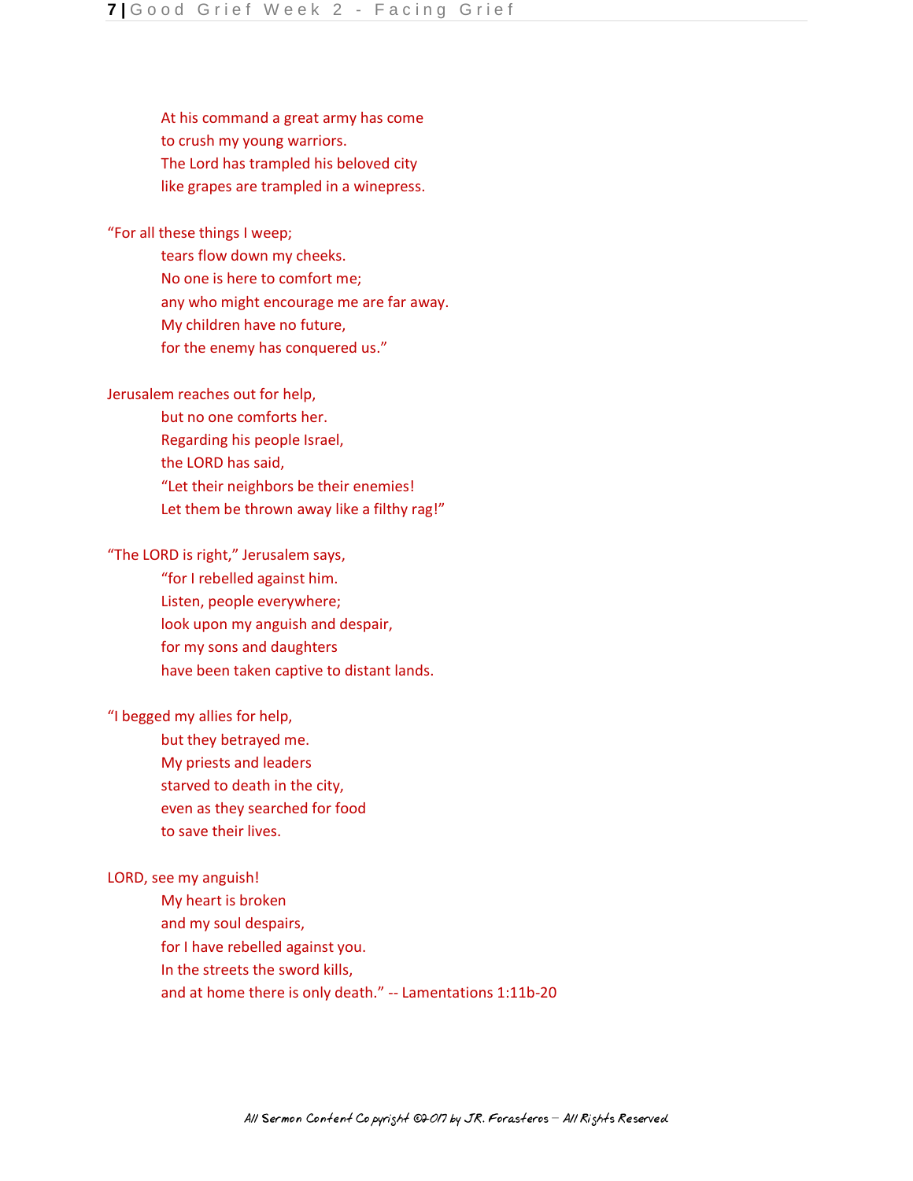At his command a great army has come
to crush my young warriors.
The Lord has trampled his beloved city
like grapes are trampled in a winepress.

"For all these things I weep;
tears flow down my cheeks.
No one is here to comfort me;
any who might encourage me are far away.
My children have no future,
for the enemy has conquered us."

Jerusalem reaches out for help,
but no one comforts her.
Regarding his people Israel,
the LORD has said,
"Let their neighbors be their enemies!
Let them be thrown away like a filthy rag!"

"The LORD is right," Jerusalem says,
"for I rebelled against him.
Listen, people everywhere;
look upon my anguish and despair,
for my sons and daughters
have been taken captive to distant lands.

"I begged my allies for help,
but they betrayed me.
My priests and leaders
starved to death in the city,
even as they searched for food
to save their lives.

LORD, see my anguish!
My heart is broken
and my soul despairs,
for I have rebelled against you.
In the streets the sword kills,
and at home there is only death." -- Lamentations 1:11b-20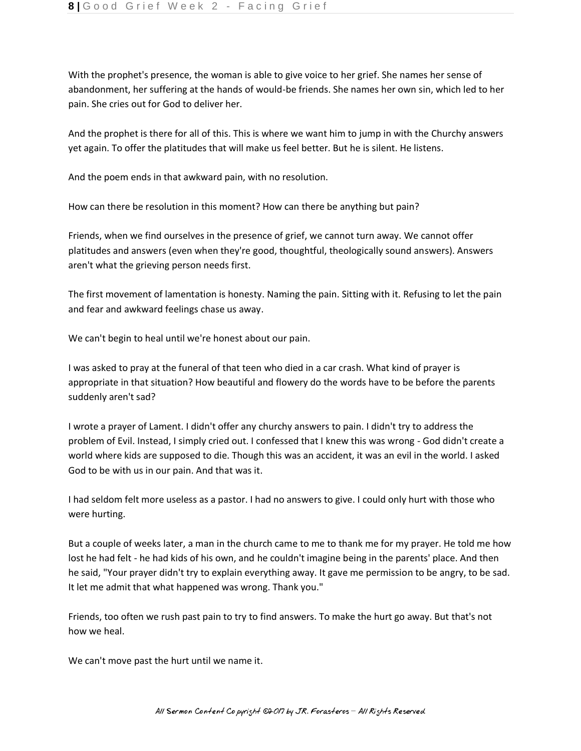With the prophet's presence, the woman is able to give voice to her grief. She names her sense of abandonment, her suffering at the hands of would-be friends. She names her own sin, which led to her pain. She cries out for God to deliver her.

And the prophet is there for all of this. This is where we want him to jump in with the Churchy answers yet again. To offer the platitudes that will make us feel better. But he is silent. He listens.

And the poem ends in that awkward pain, with no resolution.

How can there be resolution in this moment? How can there be anything but pain?

Friends, when we find ourselves in the presence of grief, we cannot turn away. We cannot offer platitudes and answers (even when they're good, thoughtful, theologically sound answers). Answers aren't what the grieving person needs first.

The first movement of lamentation is honesty. Naming the pain. Sitting with it. Refusing to let the pain and fear and awkward feelings chase us away.

We can't begin to heal until we're honest about our pain.

I was asked to pray at the funeral of that teen who died in a car crash. What kind of prayer is appropriate in that situation? How beautiful and flowery do the words have to be before the parents suddenly aren't sad?

I wrote a prayer of Lament. I didn't offer any churchy answers to pain. I didn't try to address the problem of Evil. Instead, I simply cried out. I confessed that I knew this was wrong - God didn't create a world where kids are supposed to die. Though this was an accident, it was an evil in the world. I asked God to be with us in our pain. And that was it.

I had seldom felt more useless as a pastor. I had no answers to give. I could only hurt with those who were hurting.

But a couple of weeks later, a man in the church came to me to thank me for my prayer. He told me how lost he had felt - he had kids of his own, and he couldn't imagine being in the parents' place. And then he said, "Your prayer didn't try to explain everything away. It gave me permission to be angry, to be sad. It let me admit that what happened was wrong. Thank you."

Friends, too often we rush past pain to try to find answers. To make the hurt go away. But that's not how we heal.

We can't move past the hurt until we name it.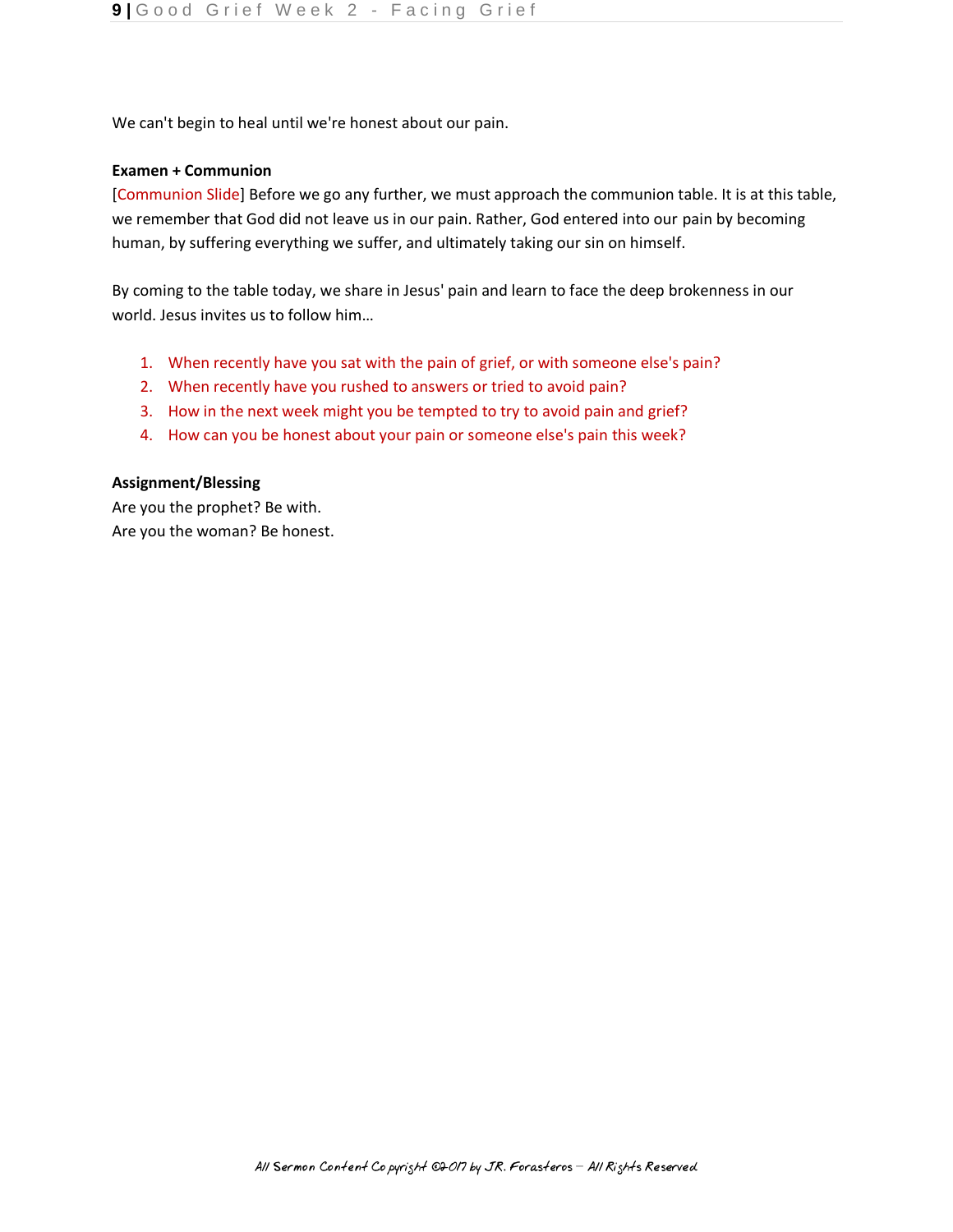We can't begin to heal until we're honest about our pain.

**Examen + Communion**

[Communion Slide] Before we go any further, we must approach the communion table. It is at this table, we remember that God did not leave us in our pain. Rather, God entered into our pain by becoming human, by suffering everything we suffer, and ultimately taking our sin on himself.

By coming to the table today, we share in Jesus' pain and learn to face the deep brokenness in our world. Jesus invites us to follow him…

1. When recently have you sat with the pain of grief, or with someone else's pain?
2. When recently have you rushed to answers or tried to avoid pain?
3. How in the next week might you be tempted to try to avoid pain and grief?
4. How can you be honest about your pain or someone else's pain this week?

**Assignment/Blessing**

Are you the prophet? Be with.
Are you the woman? Be honest.